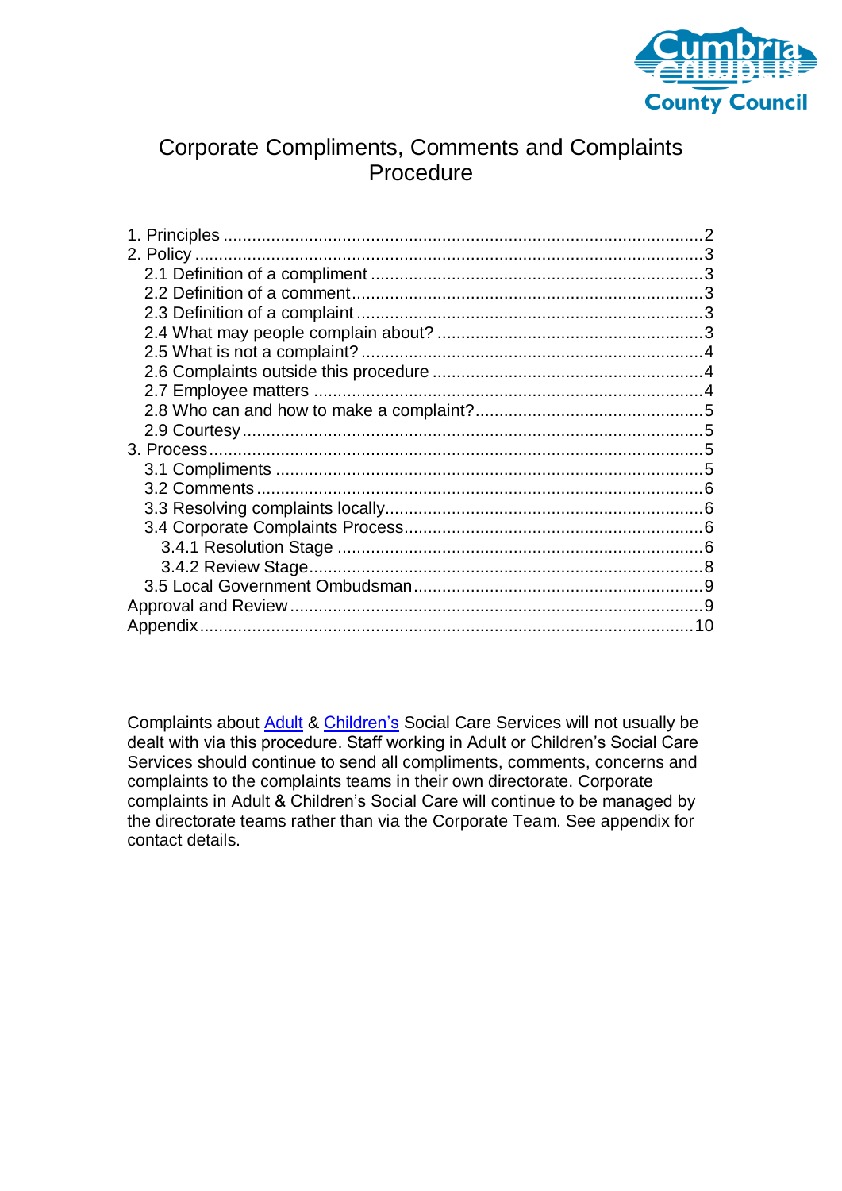Cumbria County Council

# Corporate Compliments, Comments and Complaints Procedure

1. Principles ........................................................................................................2
2. Policy ...............................................................................................................3
   - 2.1 Definition of a compliment ..........................................................................3
   - 2.2 Definition of a comment..............................................................................3
   - 2.3 Definition of a complaint .............................................................................3
   - 2.4 What may people complain about? ............................................................3
   - 2.5 What is not a complaint? ............................................................................4
   - 2.6 Complaints outside this procedure .............................................................4
   - 2.7 Employee matters ......................................................................................4
   - 2.8 Who can and how to make a complaint?....................................................5
   - 2.9 Courtesy.....................................................................................................5
3. Process...............................................................................................................5
   - 3.1 Compliments ..............................................................................................5
   - 3.2 Comments..................................................................................................6
   - 3.3 Resolving complaints locally.......................................................................6
   - 3.4 Corporate Complaints Process...................................................................6
     - 3.4.1 Resolution Stage .................................................................................6
     - 3.4.2 Review Stage.......................................................................................8
   - 3.5 Local Government Ombudsman..................................................................9

Approval and Review............................................................................................9

Appendix.............................................................................................................10

Complaints about Adult & Children's Social Care Services will not usually be dealt with via this procedure. Staff working in Adult or Children's Social Care Services should continue to send all compliments, comments, concerns and complaints to the complaints teams in their own directorate. Corporate complaints in Adult & Children's Social Care will continue to be managed by the directorate teams rather than via the Corporate Team. See appendix for contact details.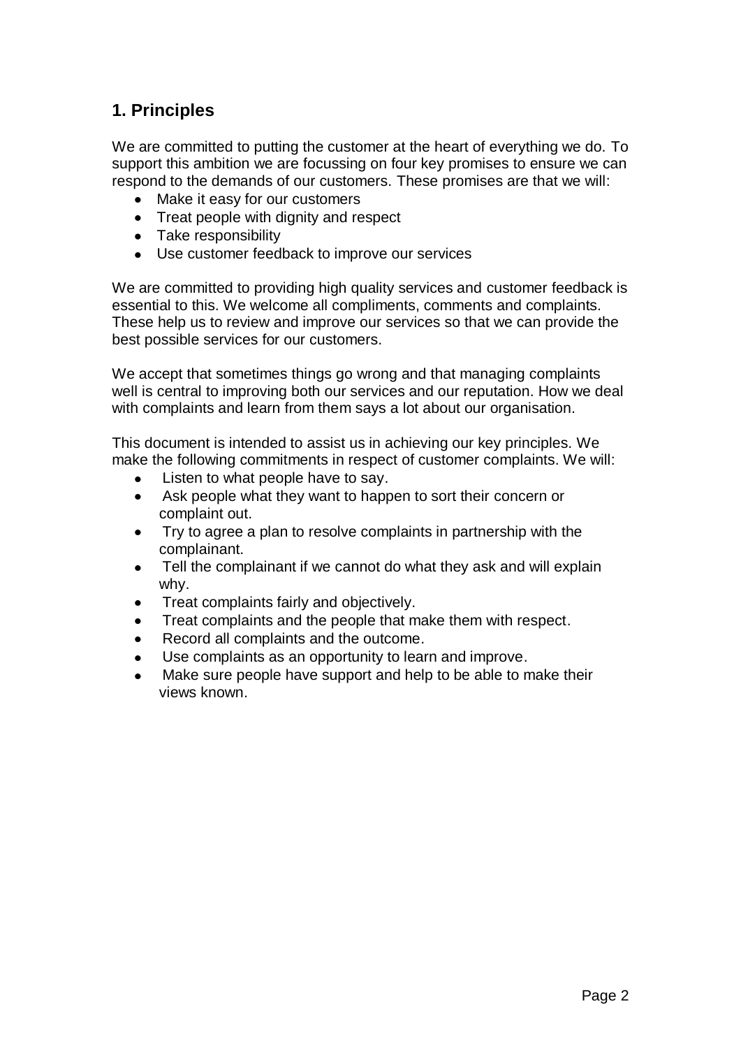## 1. Principles

We are committed to putting the customer at the heart of everything we do. To support this ambition we are focussing on four key promises to ensure we can respond to the demands of our customers. These promises are that we will:

- Make it easy for our customers
- Treat people with dignity and respect
- Take responsibility
- Use customer feedback to improve our services

We are committed to providing high quality services and customer feedback is essential to this. We welcome all compliments, comments and complaints. These help us to review and improve our services so that we can provide the best possible services for our customers.

We accept that sometimes things go wrong and that managing complaints well is central to improving both our services and our reputation. How we deal with complaints and learn from them says a lot about our organisation.

This document is intended to assist us in achieving our key principles. We make the following commitments in respect of customer complaints. We will:

- Listen to what people have to say.
- Ask people what they want to happen to sort their concern or complaint out.
- Try to agree a plan to resolve complaints in partnership with the complainant.
- Tell the complainant if we cannot do what they ask and will explain why.
- Treat complaints fairly and objectively.
- Treat complaints and the people that make them with respect.
- Record all complaints and the outcome.
- Use complaints as an opportunity to learn and improve.
- Make sure people have support and help to be able to make their views known.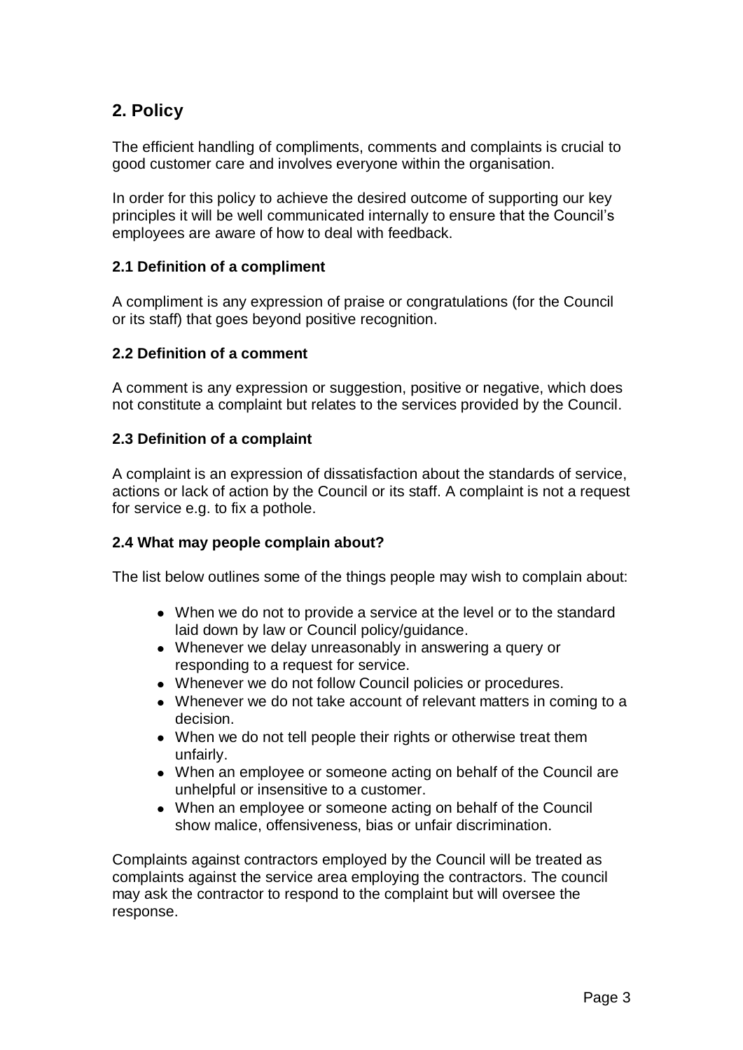## 2. Policy

The efficient handling of compliments, comments and complaints is crucial to good customer care and involves everyone within the organisation.

In order for this policy to achieve the desired outcome of supporting our key principles it will be well communicated internally to ensure that the Council's employees are aware of how to deal with feedback.

### 2.1 Definition of a compliment

A compliment is any expression of praise or congratulations (for the Council or its staff) that goes beyond positive recognition.

### 2.2 Definition of a comment

A comment is any expression or suggestion, positive or negative, which does not constitute a complaint but relates to the services provided by the Council.

### 2.3 Definition of a complaint

A complaint is an expression of dissatisfaction about the standards of service, actions or lack of action by the Council or its staff. A complaint is not a request for service e.g. to fix a pothole.

### 2.4 What may people complain about?

The list below outlines some of the things people may wish to complain about:

- When we do not to provide a service at the level or to the standard laid down by law or Council policy/guidance.
- Whenever we delay unreasonably in answering a query or responding to a request for service.
- Whenever we do not follow Council policies or procedures.
- Whenever we do not take account of relevant matters in coming to a decision.
- When we do not tell people their rights or otherwise treat them unfairly.
- When an employee or someone acting on behalf of the Council are unhelpful or insensitive to a customer.
- When an employee or someone acting on behalf of the Council show malice, offensiveness, bias or unfair discrimination.

Complaints against contractors employed by the Council will be treated as complaints against the service area employing the contractors. The council may ask the contractor to respond to the complaint but will oversee the response.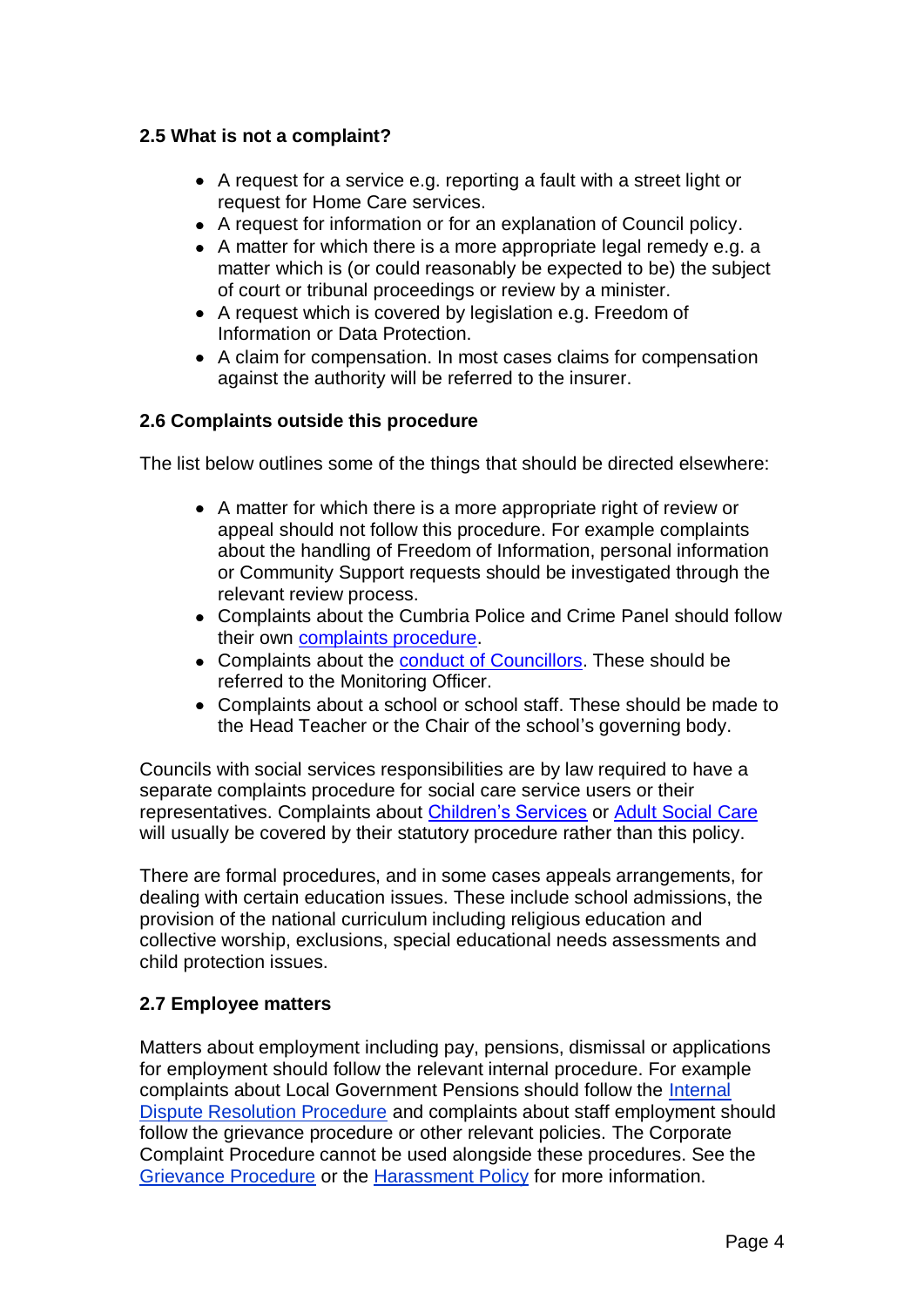### 2.5 What is not a complaint?

- A request for a service e.g. reporting a fault with a street light or request for Home Care services.
- A request for information or for an explanation of Council policy.
- A matter for which there is a more appropriate legal remedy e.g. a matter which is (or could reasonably be expected to be) the subject of court or tribunal proceedings or review by a minister.
- A request which is covered by legislation e.g. Freedom of Information or Data Protection.
- A claim for compensation. In most cases claims for compensation against the authority will be referred to the insurer.

### 2.6 Complaints outside this procedure

The list below outlines some of the things that should be directed elsewhere:

- A matter for which there is a more appropriate right of review or appeal should not follow this procedure. For example complaints about the handling of Freedom of Information, personal information or Community Support requests should be investigated through the relevant review process.
- Complaints about the Cumbria Police and Crime Panel should follow their own complaints procedure.
- Complaints about the conduct of Councillors. These should be referred to the Monitoring Officer.
- Complaints about a school or school staff. These should be made to the Head Teacher or the Chair of the school's governing body.

Councils with social services responsibilities are by law required to have a separate complaints procedure for social care service users or their representatives. Complaints about Children's Services or Adult Social Care will usually be covered by their statutory procedure rather than this policy.

There are formal procedures, and in some cases appeals arrangements, for dealing with certain education issues. These include school admissions, the provision of the national curriculum including religious education and collective worship, exclusions, special educational needs assessments and child protection issues.

### 2.7 Employee matters

Matters about employment including pay, pensions, dismissal or applications for employment should follow the relevant internal procedure. For example complaints about Local Government Pensions should follow the Internal Dispute Resolution Procedure and complaints about staff employment should follow the grievance procedure or other relevant policies. The Corporate Complaint Procedure cannot be used alongside these procedures. See the Grievance Procedure or the Harassment Policy for more information.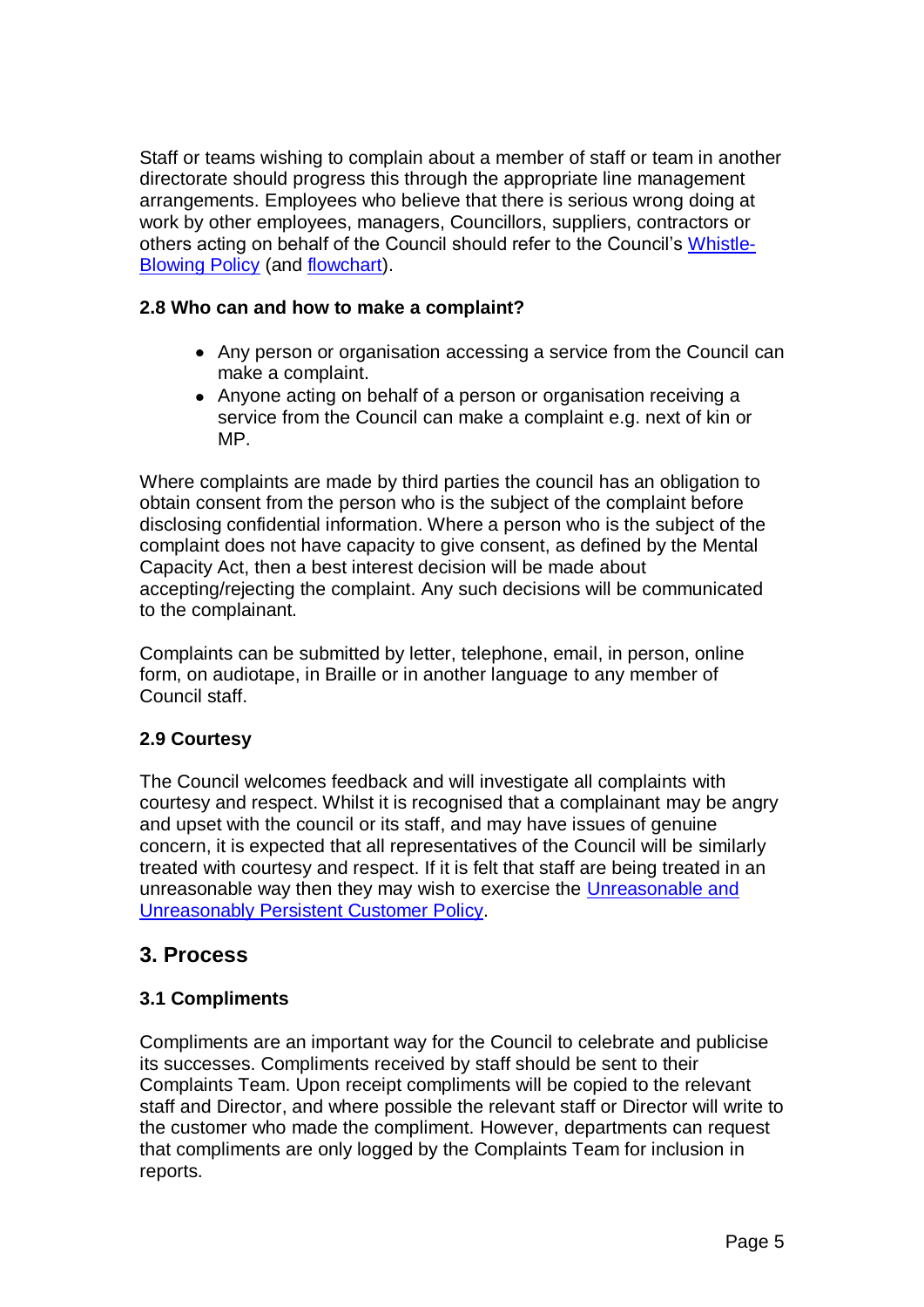Staff or teams wishing to complain about a member of staff or team in another directorate should progress this through the appropriate line management arrangements. Employees who believe that there is serious wrong doing at work by other employees, managers, Councillors, suppliers, contractors or others acting on behalf of the Council should refer to the Council's Whistle-Blowing Policy (and flowchart).

### 2.8 Who can and how to make a complaint?

- Any person or organisation accessing a service from the Council can make a complaint.
- Anyone acting on behalf of a person or organisation receiving a service from the Council can make a complaint e.g. next of kin or MP.

Where complaints are made by third parties the council has an obligation to obtain consent from the person who is the subject of the complaint before disclosing confidential information. Where a person who is the subject of the complaint does not have capacity to give consent, as defined by the Mental Capacity Act, then a best interest decision will be made about accepting/rejecting the complaint. Any such decisions will be communicated to the complainant.

Complaints can be submitted by letter, telephone, email, in person, online form, on audiotape, in Braille or in another language to any member of Council staff.

### 2.9 Courtesy

The Council welcomes feedback and will investigate all complaints with courtesy and respect. Whilst it is recognised that a complainant may be angry and upset with the council or its staff, and may have issues of genuine concern, it is expected that all representatives of the Council will be similarly treated with courtesy and respect. If it is felt that staff are being treated in an unreasonable way then they may wish to exercise the Unreasonable and Unreasonably Persistent Customer Policy.

## 3. Process

### 3.1 Compliments

Compliments are an important way for the Council to celebrate and publicise its successes. Compliments received by staff should be sent to their Complaints Team. Upon receipt compliments will be copied to the relevant staff and Director, and where possible the relevant staff or Director will write to the customer who made the compliment. However, departments can request that compliments are only logged by the Complaints Team for inclusion in reports.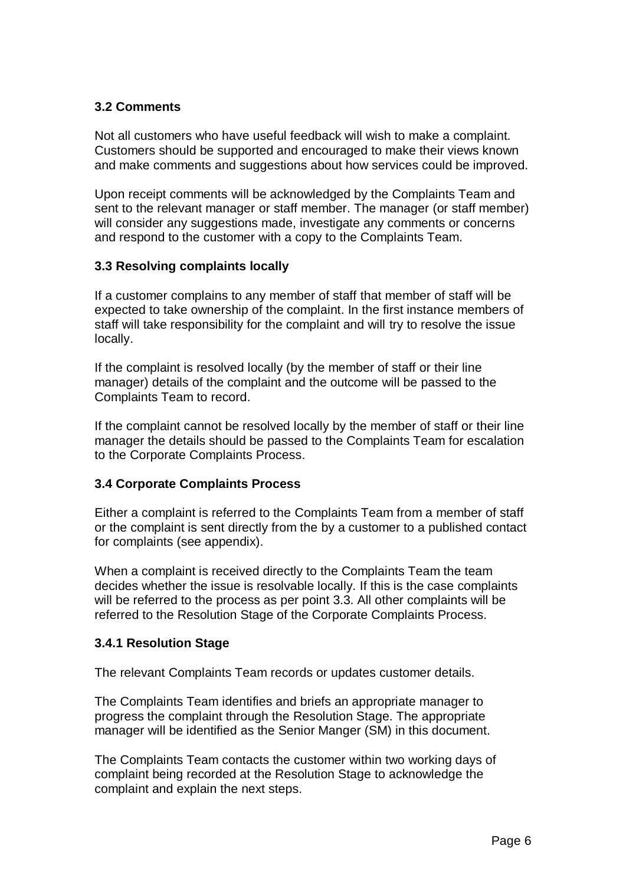### 3.2 Comments

Not all customers who have useful feedback will wish to make a complaint. Customers should be supported and encouraged to make their views known and make comments and suggestions about how services could be improved.

Upon receipt comments will be acknowledged by the Complaints Team and sent to the relevant manager or staff member. The manager (or staff member) will consider any suggestions made, investigate any comments or concerns and respond to the customer with a copy to the Complaints Team.

### 3.3 Resolving complaints locally

If a customer complains to any member of staff that member of staff will be expected to take ownership of the complaint. In the first instance members of staff will take responsibility for the complaint and will try to resolve the issue locally.

If the complaint is resolved locally (by the member of staff or their line manager) details of the complaint and the outcome will be passed to the Complaints Team to record.

If the complaint cannot be resolved locally by the member of staff or their line manager the details should be passed to the Complaints Team for escalation to the Corporate Complaints Process.

### 3.4 Corporate Complaints Process

Either a complaint is referred to the Complaints Team from a member of staff or the complaint is sent directly from the by a customer to a published contact for complaints (see appendix).

When a complaint is received directly to the Complaints Team the team decides whether the issue is resolvable locally. If this is the case complaints will be referred to the process as per point 3.3. All other complaints will be referred to the Resolution Stage of the Corporate Complaints Process.

#### 3.4.1 Resolution Stage

The relevant Complaints Team records or updates customer details.

The Complaints Team identifies and briefs an appropriate manager to progress the complaint through the Resolution Stage. The appropriate manager will be identified as the Senior Manger (SM) in this document.

The Complaints Team contacts the customer within two working days of complaint being recorded at the Resolution Stage to acknowledge the complaint and explain the next steps.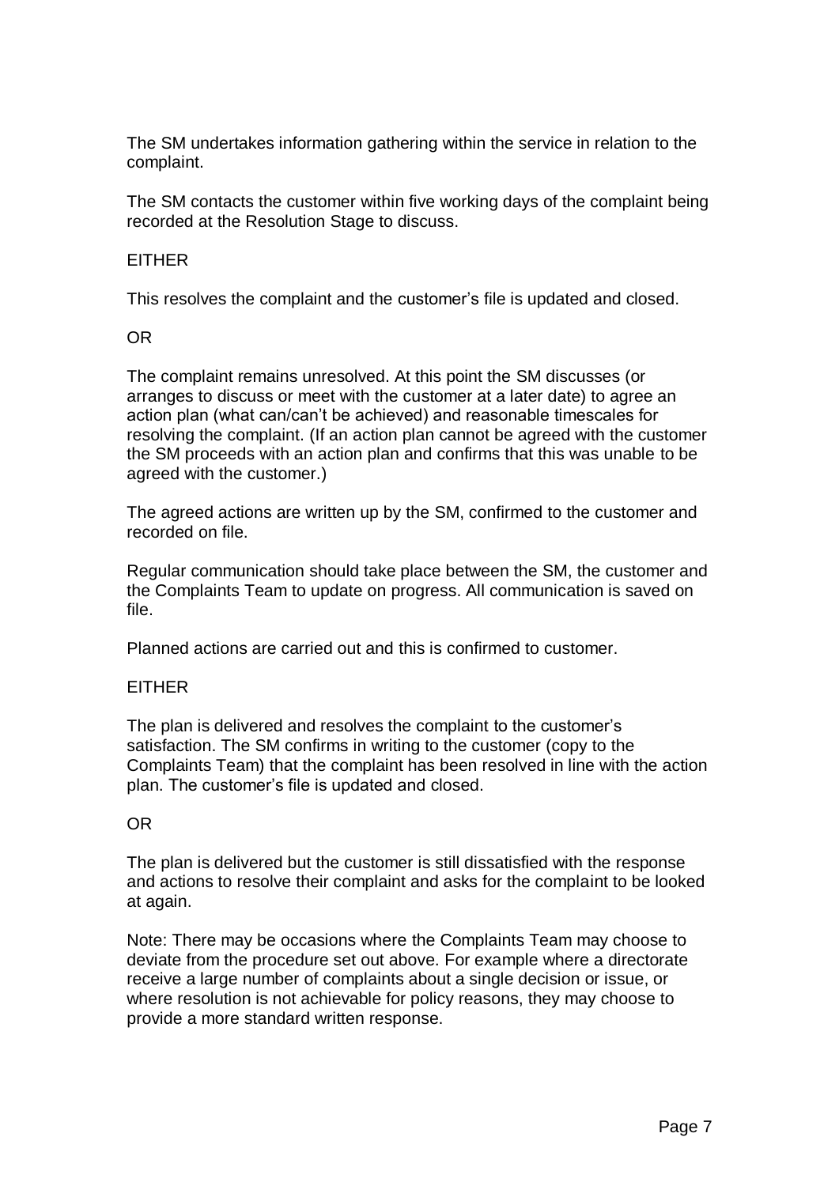The SM undertakes information gathering within the service in relation to the complaint.

The SM contacts the customer within five working days of the complaint being recorded at the Resolution Stage to discuss.

EITHER

This resolves the complaint and the customer's file is updated and closed.

OR

The complaint remains unresolved. At this point the SM discusses (or arranges to discuss or meet with the customer at a later date) to agree an action plan (what can/can't be achieved) and reasonable timescales for resolving the complaint. (If an action plan cannot be agreed with the customer the SM proceeds with an action plan and confirms that this was unable to be agreed with the customer.)

The agreed actions are written up by the SM, confirmed to the customer and recorded on file.

Regular communication should take place between the SM, the customer and the Complaints Team to update on progress. All communication is saved on file.

Planned actions are carried out and this is confirmed to customer.

EITHER

The plan is delivered and resolves the complaint to the customer's satisfaction. The SM confirms in writing to the customer (copy to the Complaints Team) that the complaint has been resolved in line with the action plan. The customer's file is updated and closed.

OR

The plan is delivered but the customer is still dissatisfied with the response and actions to resolve their complaint and asks for the complaint to be looked at again.

Note: There may be occasions where the Complaints Team may choose to deviate from the procedure set out above. For example where a directorate receive a large number of complaints about a single decision or issue, or where resolution is not achievable for policy reasons, they may choose to provide a more standard written response.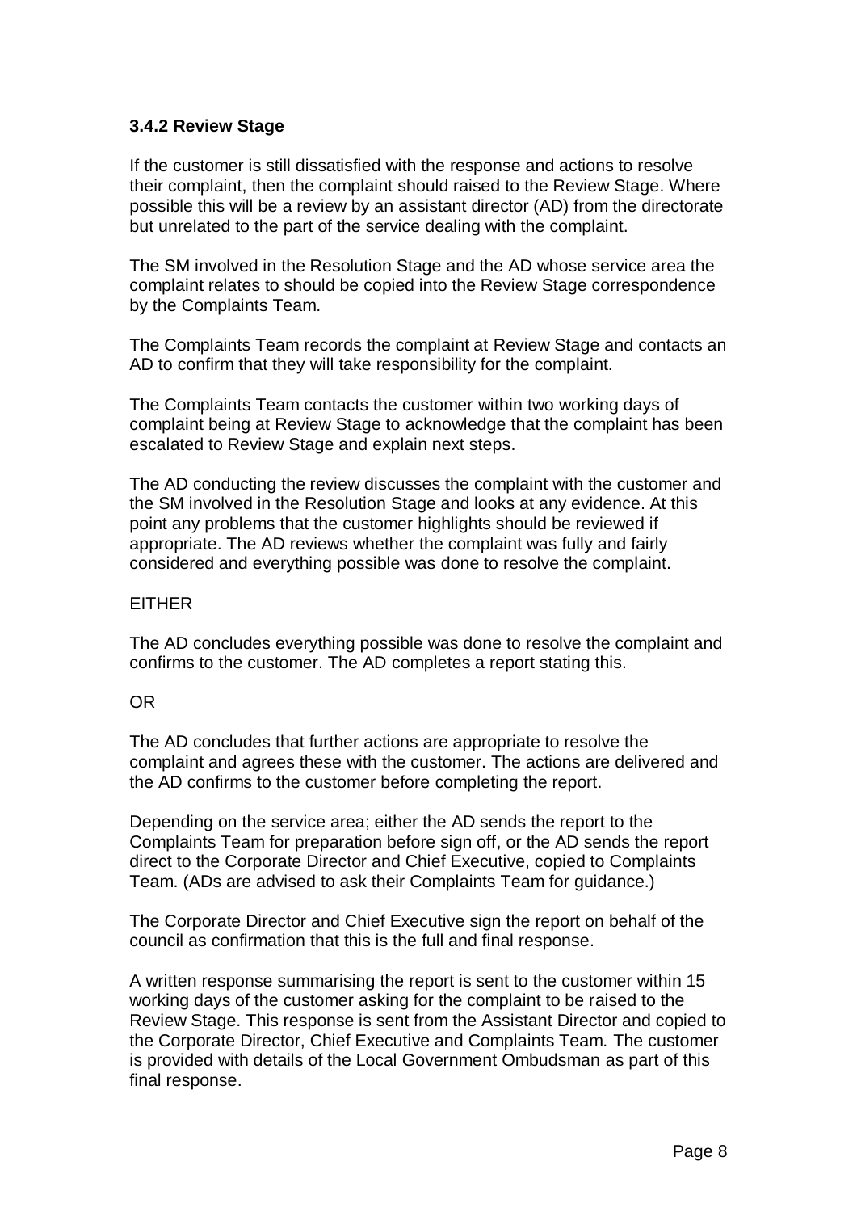### 3.4.2 Review Stage

If the customer is still dissatisfied with the response and actions to resolve their complaint, then the complaint should raised to the Review Stage. Where possible this will be a review by an assistant director (AD) from the directorate but unrelated to the part of the service dealing with the complaint.

The SM involved in the Resolution Stage and the AD whose service area the complaint relates to should be copied into the Review Stage correspondence by the Complaints Team.

The Complaints Team records the complaint at Review Stage and contacts an AD to confirm that they will take responsibility for the complaint.

The Complaints Team contacts the customer within two working days of complaint being at Review Stage to acknowledge that the complaint has been escalated to Review Stage and explain next steps.

The AD conducting the review discusses the complaint with the customer and the SM involved in the Resolution Stage and looks at any evidence. At this point any problems that the customer highlights should be reviewed if appropriate. The AD reviews whether the complaint was fully and fairly considered and everything possible was done to resolve the complaint.

EITHER

The AD concludes everything possible was done to resolve the complaint and confirms to the customer. The AD completes a report stating this.

OR

The AD concludes that further actions are appropriate to resolve the complaint and agrees these with the customer. The actions are delivered and the AD confirms to the customer before completing the report.

Depending on the service area; either the AD sends the report to the Complaints Team for preparation before sign off, or the AD sends the report direct to the Corporate Director and Chief Executive, copied to Complaints Team. (ADs are advised to ask their Complaints Team for guidance.)

The Corporate Director and Chief Executive sign the report on behalf of the council as confirmation that this is the full and final response.

A written response summarising the report is sent to the customer within 15 working days of the customer asking for the complaint to be raised to the Review Stage. This response is sent from the Assistant Director and copied to the Corporate Director, Chief Executive and Complaints Team. The customer is provided with details of the Local Government Ombudsman as part of this final response.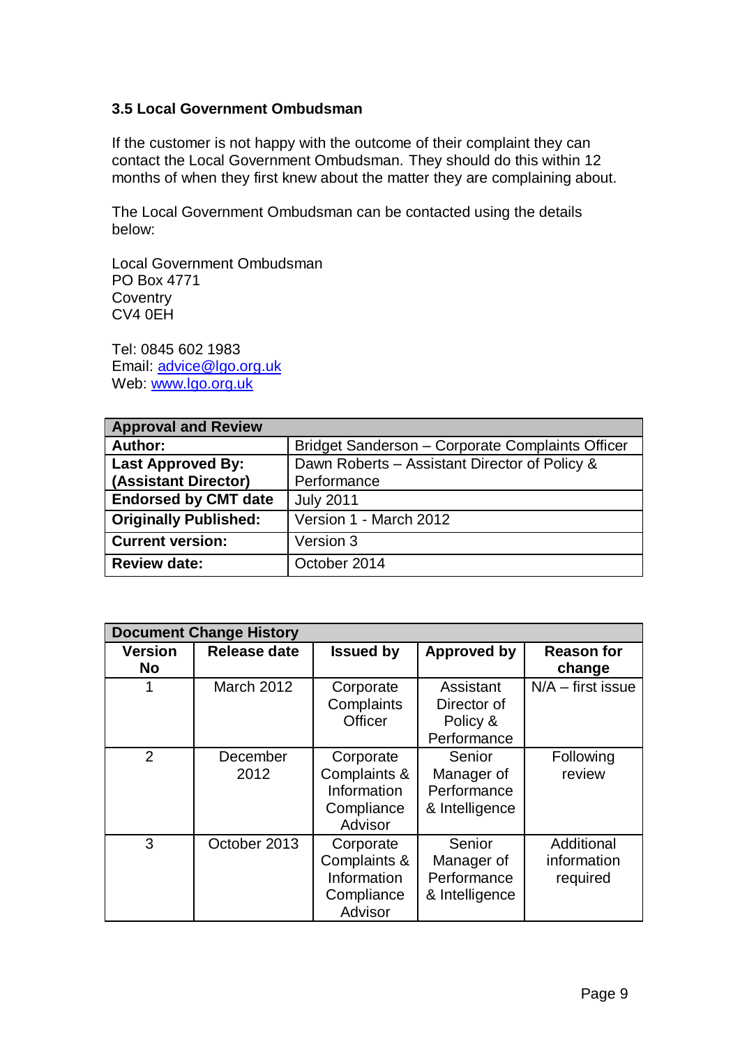### 3.5 Local Government Ombudsman

If the customer is not happy with the outcome of their complaint they can contact the Local Government Ombudsman. They should do this within 12 months of when they first knew about the matter they are complaining about.

The Local Government Ombudsman can be contacted using the details below:

Local Government Ombudsman
PO Box 4771
Coventry
CV4 0EH

Tel: 0845 602 1983
Email: advice@lgo.org.uk
Web: www.lgo.org.uk

| **Approval and Review** | |
|---|---|
| **Author:** | Bridget Sanderson – Corporate Complaints Officer |
| **Last Approved By: (Assistant Director)** | Dawn Roberts – Assistant Director of Policy & Performance |
| **Endorsed by CMT date** | July 2011 |
| **Originally Published:** | Version 1 - March 2012 |
| **Current version:** | Version 3 |
| **Review date:** | October 2014 |

| **Document Change History** | | | | |
|---|---|---|---|---|
| **Version No** | **Release date** | **Issued by** | **Approved by** | **Reason for change** |
| 1 | March 2012 | Corporate Complaints Officer | Assistant Director of Policy & Performance | N/A – first issue |
| 2 | December 2012 | Corporate Complaints & Information Compliance Advisor | Senior Manager of Performance & Intelligence | Following review |
| 3 | October 2013 | Corporate Complaints & Information Compliance Advisor | Senior Manager of Performance & Intelligence | Additional information required |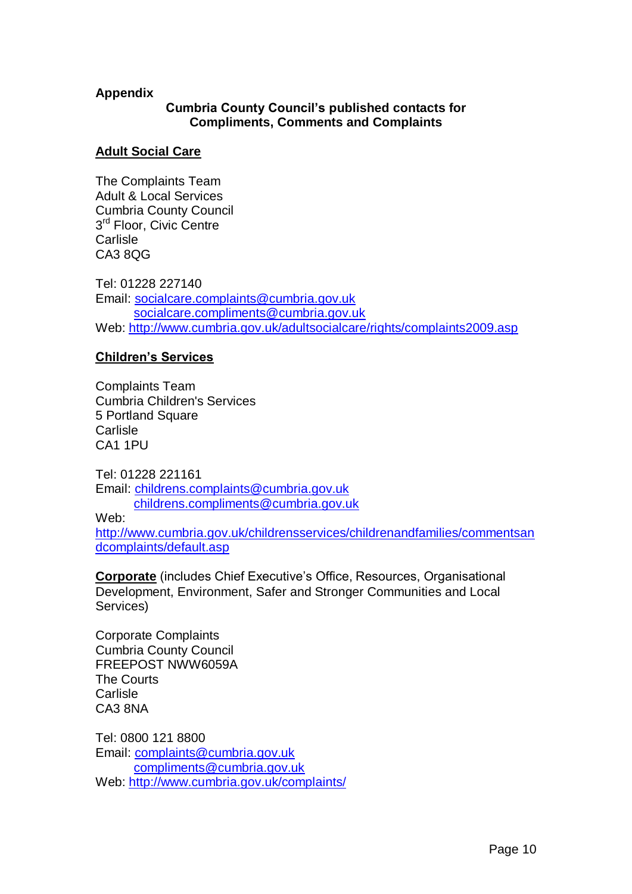**Appendix**

**Cumbria County Council's published contacts for Compliments, Comments and Complaints**

**Adult Social Care**

The Complaints Team
Adult & Local Services
Cumbria County Council
3rd Floor, Civic Centre
Carlisle
CA3 8QG

Tel: 01228 227140
Email: socialcare.complaints@cumbria.gov.uk
socialcare.compliments@cumbria.gov.uk
Web: http://www.cumbria.gov.uk/adultsocialcare/rights/complaints2009.asp

**Children's Services**

Complaints Team
Cumbria Children's Services
5 Portland Square
Carlisle
CA1 1PU

Tel: 01228 221161
Email: childrens.complaints@cumbria.gov.uk
childrens.compliments@cumbria.gov.uk
Web:
http://www.cumbria.gov.uk/childrensservices/childrenandfamilies/commentsandcomplaints/default.asp

**Corporate** (includes Chief Executive's Office, Resources, Organisational Development, Environment, Safer and Stronger Communities and Local Services)

Corporate Complaints
Cumbria County Council
FREEPOST NWW6059A
The Courts
Carlisle
CA3 8NA

Tel: 0800 121 8800
Email: complaints@cumbria.gov.uk
compliments@cumbria.gov.uk
Web: http://www.cumbria.gov.uk/complaints/